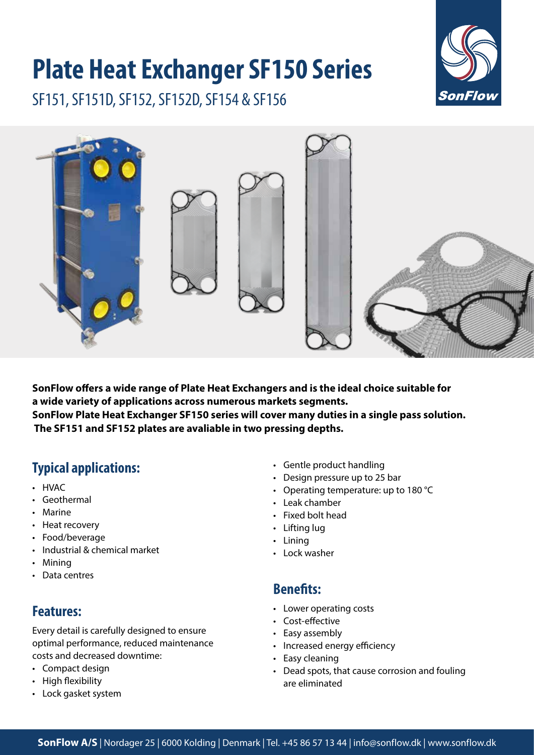# Plate Heat Exchanger SF150 Series

SF151, SF151D, SF152, SF152D, SF154 & SF156

**SonFlow offers a wide range of Plate Heat Exchangers and is the ideal choice suitable for a wide variety of applications across numerous markets segments.**
**SonFlow Plate Heat Exchanger SF150 series will cover many duties in a single pass solution.**
**The SF151 and SF152 plates are avaliable in two pressing depths.**

## Typical applications:

- HVAC
- Geothermal
- Marine
- Heat recovery
- Food/beverage
- Industrial & chemical market
- Mining
- Data centres

## Features:

Every detail is carefully designed to ensure optimal performance, reduced maintenance costs and decreased downtime:

- Compact design
- High flexibility
- Lock gasket system
- Gentle product handling
- Design pressure up to 25 bar
- Operating temperature: up to 180 °C
- Leak chamber
- Fixed bolt head
- Lifting lug
- Lining
- Lock washer

## Benefits:

- Lower operating costs
- Cost-effective
- Easy assembly
- Increased energy efficiency
- Easy cleaning
- Dead spots, that cause corrosion and fouling are eliminated

**SonFlow A/S** | Nordager 25 | 6000 Kolding | Denmark | Tel. +45 86 57 13 44 | info@sonflow.dk | www.sonflow.dk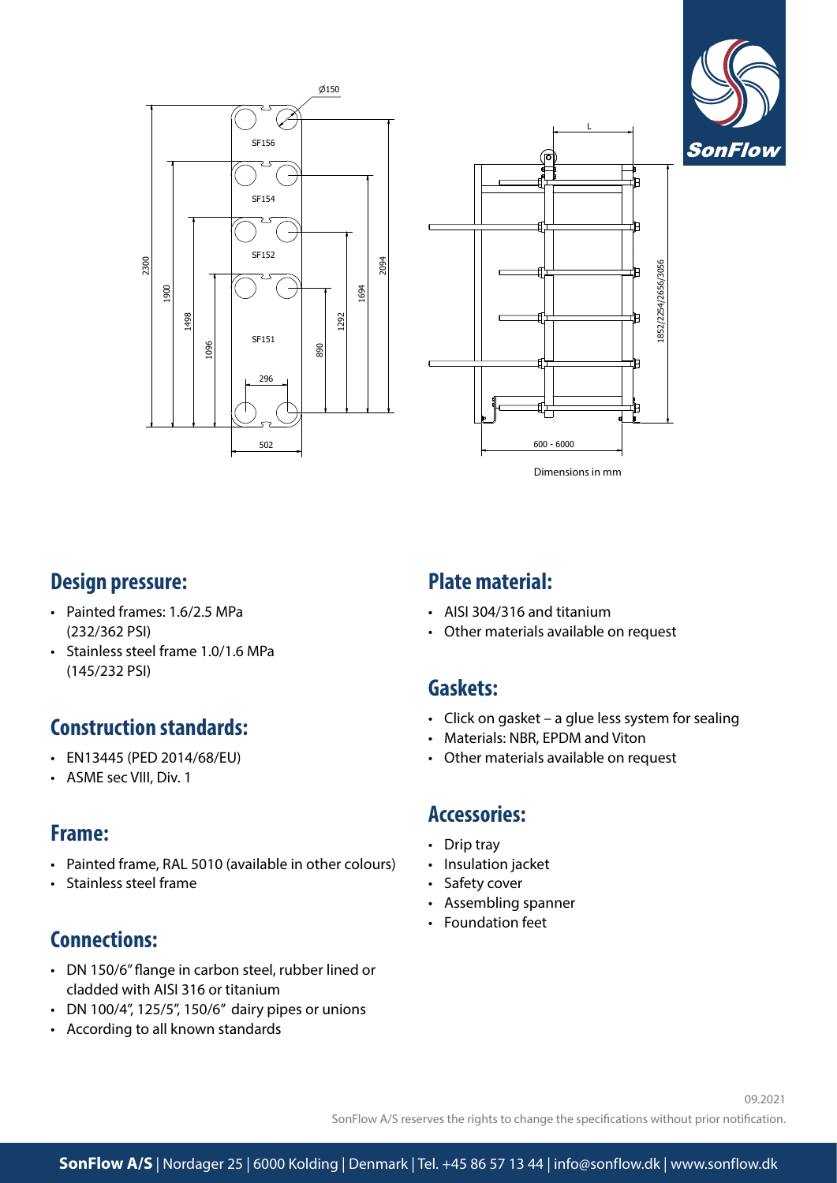Ø150

SF156

SF154

SF152

SF151

2300

1900

1498

1096

296

502

890

1292

1694

2094

L

1852/2254/2656/3056

600 - 6000

Dimensions in mm

## Design pressure:

- Painted frames: 1.6/2.5 MPa (232/362 PSI)
- Stainless steel frame 1.0/1.6 MPa (145/232 PSI)

## Construction standards:

- EN13445 (PED 2014/68/EU)
- ASME sec VIII, Div. 1

## Frame:

- Painted frame, RAL 5010 (available in other colours)
- Stainless steel frame

## Connections:

- DN 150/6" flange in carbon steel, rubber lined or cladded with AISI 316 or titanium
- DN 100/4", 125/5", 150/6" dairy pipes or unions
- According to all known standards

## Plate material:

- AISI 304/316 and titanium
- Other materials available on request

## Gaskets:

- Click on gasket – a glue less system for sealing
- Materials: NBR, EPDM and Viton
- Other materials available on request

## Accessories:

- Drip tray
- Insulation jacket
- Safety cover
- Assembling spanner
- Foundation feet

09.2021

SonFlow A/S reserves the rights to change the specifications without prior notification.

**SonFlow A/S** | Nordager 25 | 6000 Kolding | Denmark | Tel. +45 86 57 13 44 | info@sonflow.dk | www.sonflow.dk